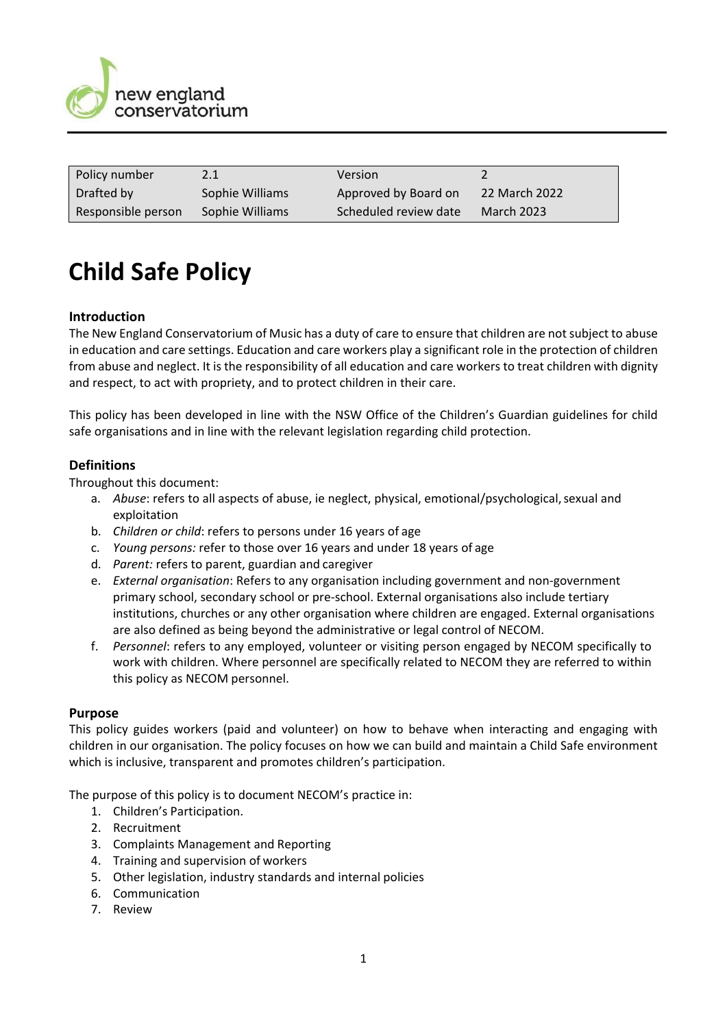new england conservatorium

| Policy number | 2.1 | Version | 2 |
| --- | --- | --- | --- |
| Drafted by | Sophie Williams | Approved by Board on | 22 March 2022 |
| Responsible person | Sophie Williams | Scheduled review date | March 2023 |

# Child Safe Policy

### Introduction

The New England Conservatorium of Music has a duty of care to ensure that children are not subject to abuse in education and care settings. Education and care workers play a significant role in the protection of children from abuse and neglect. It is the responsibility of all education and care workers to treat children with dignity and respect, to act with propriety, and to protect children in their care.

This policy has been developed in line with the NSW Office of the Children's Guardian guidelines for child safe organisations and in line with the relevant legislation regarding child protection.

### Definitions

Throughout this document:

a. *Abuse*: refers to all aspects of abuse, ie neglect, physical, emotional/psychological, sexual and exploitation
b. *Children or child*: refers to persons under 16 years of age
c. *Young persons:* refer to those over 16 years and under 18 years of age
d. *Parent:* refers to parent, guardian and caregiver
e. *External organisation*: Refers to any organisation including government and non-government primary school, secondary school or pre-school. External organisations also include tertiary institutions, churches or any other organisation where children are engaged. External organisations are also defined as being beyond the administrative or legal control of NECOM.
f. *Personnel*: refers to any employed, volunteer or visiting person engaged by NECOM specifically to work with children. Where personnel are specifically related to NECOM they are referred to within this policy as NECOM personnel.

### Purpose

This policy guides workers (paid and volunteer) on how to behave when interacting and engaging with children in our organisation. The policy focuses on how we can build and maintain a Child Safe environment which is inclusive, transparent and promotes children's participation.

The purpose of this policy is to document NECOM's practice in:

1. Children's Participation.
2. Recruitment
3. Complaints Management and Reporting
4. Training and supervision of workers
5. Other legislation, industry standards and internal policies
6. Communication
7. Review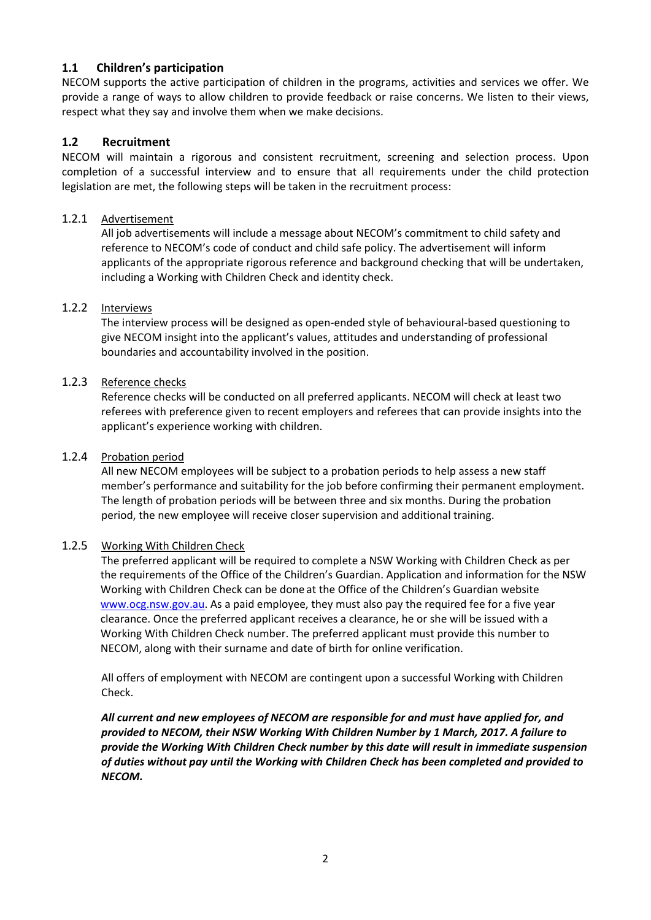## 1.1 Children's participation

NECOM supports the active participation of children in the programs, activities and services we offer. We provide a range of ways to allow children to provide feedback or raise concerns. We listen to their views, respect what they say and involve them when we make decisions.

## 1.2 Recruitment

NECOM will maintain a rigorous and consistent recruitment, screening and selection process. Upon completion of a successful interview and to ensure that all requirements under the child protection legislation are met, the following steps will be taken in the recruitment process:

### 1.2.1 Advertisement

All job advertisements will include a message about NECOM's commitment to child safety and reference to NECOM's code of conduct and child safe policy. The advertisement will inform applicants of the appropriate rigorous reference and background checking that will be undertaken, including a Working with Children Check and identity check.

### 1.2.2 Interviews

The interview process will be designed as open-ended style of behavioural-based questioning to give NECOM insight into the applicant's values, attitudes and understanding of professional boundaries and accountability involved in the position.

### 1.2.3 Reference checks

Reference checks will be conducted on all preferred applicants. NECOM will check at least two referees with preference given to recent employers and referees that can provide insights into the applicant's experience working with children.

### 1.2.4 Probation period

All new NECOM employees will be subject to a probation periods to help assess a new staff member's performance and suitability for the job before confirming their permanent employment. The length of probation periods will be between three and six months. During the probation period, the new employee will receive closer supervision and additional training.

### 1.2.5 Working With Children Check

The preferred applicant will be required to complete a NSW Working with Children Check as per the requirements of the Office of the Children's Guardian. Application and information for the NSW Working with Children Check can be done at the Office of the Children's Guardian website www.ocg.nsw.gov.au. As a paid employee, they must also pay the required fee for a five year clearance. Once the preferred applicant receives a clearance, he or she will be issued with a Working With Children Check number. The preferred applicant must provide this number to NECOM, along with their surname and date of birth for online verification.

All offers of employment with NECOM are contingent upon a successful Working with Children Check.

***All current and new employees of NECOM are responsible for and must have applied for, and provided to NECOM, their NSW Working With Children Number by 1 March, 2017. A failure to provide the Working With Children Check number by this date will result in immediate suspension of duties without pay until the Working with Children Check has been completed and provided to NECOM.***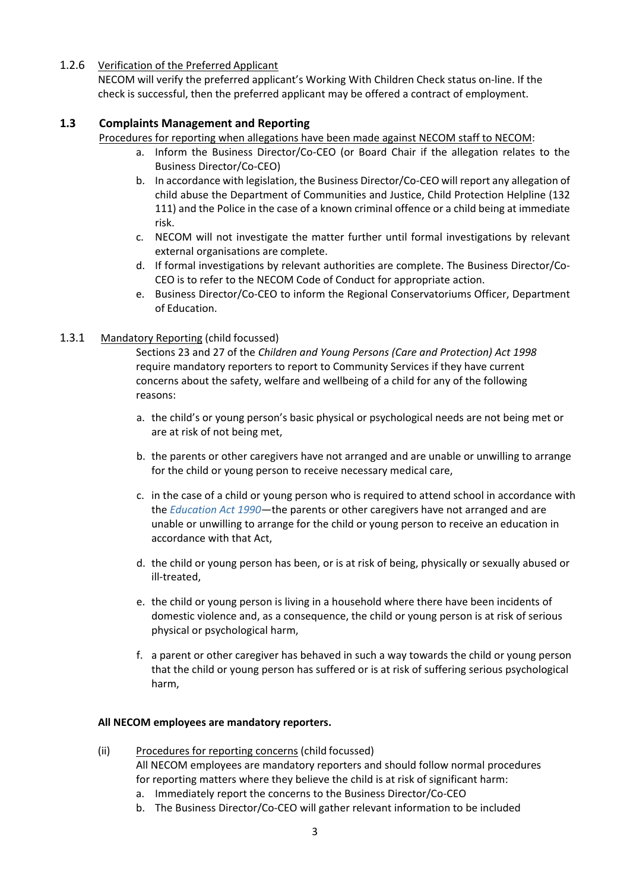1.2.6 Verification of the Preferred Applicant

NECOM will verify the preferred applicant's Working With Children Check status on-line. If the check is successful, then the preferred applicant may be offered a contract of employment.

## 1.3 Complaints Management and Reporting

Procedures for reporting when allegations have been made against NECOM staff to NECOM:

a. Inform the Business Director/Co-CEO (or Board Chair if the allegation relates to the Business Director/Co-CEO)
b. In accordance with legislation, the Business Director/Co-CEO will report any allegation of child abuse the Department of Communities and Justice, Child Protection Helpline (132 111) and the Police in the case of a known criminal offence or a child being at immediate risk.
c. NECOM will not investigate the matter further until formal investigations by relevant external organisations are complete.
d. If formal investigations by relevant authorities are complete. The Business Director/Co-CEO is to refer to the NECOM Code of Conduct for appropriate action.
e. Business Director/Co-CEO to inform the Regional Conservatoriums Officer, Department of Education.

1.3.1 Mandatory Reporting (child focussed)

Sections 23 and 27 of the *Children and Young Persons (Care and Protection) Act 1998* require mandatory reporters to report to Community Services if they have current concerns about the safety, welfare and wellbeing of a child for any of the following reasons:

a. the child's or young person's basic physical or psychological needs are not being met or are at risk of not being met,

b. the parents or other caregivers have not arranged and are unable or unwilling to arrange for the child or young person to receive necessary medical care,

c. in the case of a child or young person who is required to attend school in accordance with the *Education Act 1990*—the parents or other caregivers have not arranged and are unable or unwilling to arrange for the child or young person to receive an education in accordance with that Act,

d. the child or young person has been, or is at risk of being, physically or sexually abused or ill-treated,

e. the child or young person is living in a household where there have been incidents of domestic violence and, as a consequence, the child or young person is at risk of serious physical or psychological harm,

f. a parent or other caregiver has behaved in such a way towards the child or young person that the child or young person has suffered or is at risk of suffering serious psychological harm,

**All NECOM employees are mandatory reporters.**

(ii) Procedures for reporting concerns (child focussed)

All NECOM employees are mandatory reporters and should follow normal procedures for reporting matters where they believe the child is at risk of significant harm:

a. Immediately report the concerns to the Business Director/Co-CEO
b. The Business Director/Co-CEO will gather relevant information to be included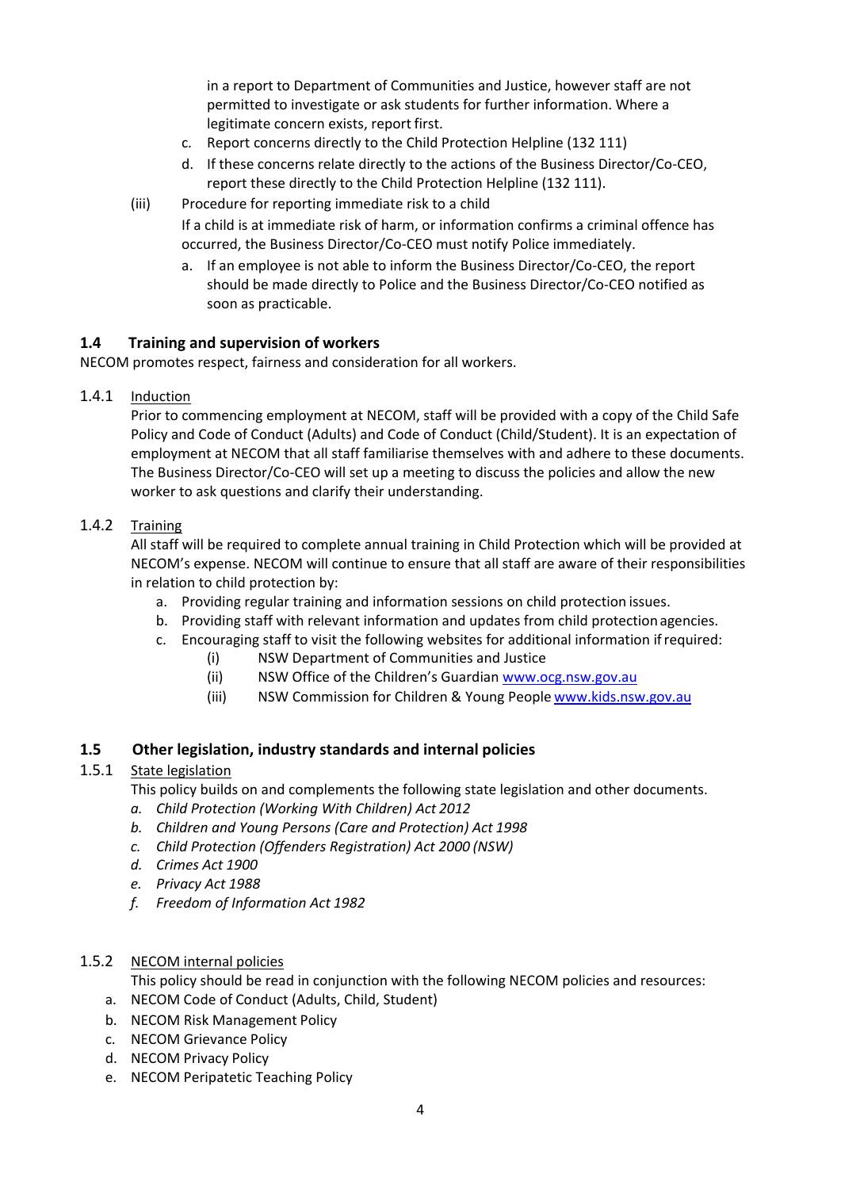in a report to Department of Communities and Justice, however staff are not permitted to investigate or ask students for further information. Where a legitimate concern exists, report first.

c. Report concerns directly to the Child Protection Helpline (132 111)
d. If these concerns relate directly to the actions of the Business Director/Co-CEO, report these directly to the Child Protection Helpline (132 111).

(iii) Procedure for reporting immediate risk to a child

If a child is at immediate risk of harm, or information confirms a criminal offence has occurred, the Business Director/Co-CEO must notify Police immediately.

a. If an employee is not able to inform the Business Director/Co-CEO, the report should be made directly to Police and the Business Director/Co-CEO notified as soon as practicable.

## 1.4 Training and supervision of workers

NECOM promotes respect, fairness and consideration for all workers.

### 1.4.1 Induction

Prior to commencing employment at NECOM, staff will be provided with a copy of the Child Safe Policy and Code of Conduct (Adults) and Code of Conduct (Child/Student). It is an expectation of employment at NECOM that all staff familiarise themselves with and adhere to these documents. The Business Director/Co-CEO will set up a meeting to discuss the policies and allow the new worker to ask questions and clarify their understanding.

### 1.4.2 Training

All staff will be required to complete annual training in Child Protection which will be provided at NECOM's expense. NECOM will continue to ensure that all staff are aware of their responsibilities in relation to child protection by:

a. Providing regular training and information sessions on child protection issues.
b. Providing staff with relevant information and updates from child protection agencies.
c. Encouraging staff to visit the following websites for additional information if required:
   (i) NSW Department of Communities and Justice
   (ii) NSW Office of the Children's Guardian www.ocg.nsw.gov.au
   (iii) NSW Commission for Children & Young People www.kids.nsw.gov.au

## 1.5 Other legislation, industry standards and internal policies

### 1.5.1 State legislation

This policy builds on and complements the following state legislation and other documents.

*a. Child Protection (Working With Children) Act 2012*
*b. Children and Young Persons (Care and Protection) Act 1998*
*c. Child Protection (Offenders Registration) Act 2000 (NSW)*
*d. Crimes Act 1900*
*e. Privacy Act 1988*
*f. Freedom of Information Act 1982*

### 1.5.2 NECOM internal policies

This policy should be read in conjunction with the following NECOM policies and resources:

a. NECOM Code of Conduct (Adults, Child, Student)
b. NECOM Risk Management Policy
c. NECOM Grievance Policy
d. NECOM Privacy Policy
e. NECOM Peripatetic Teaching Policy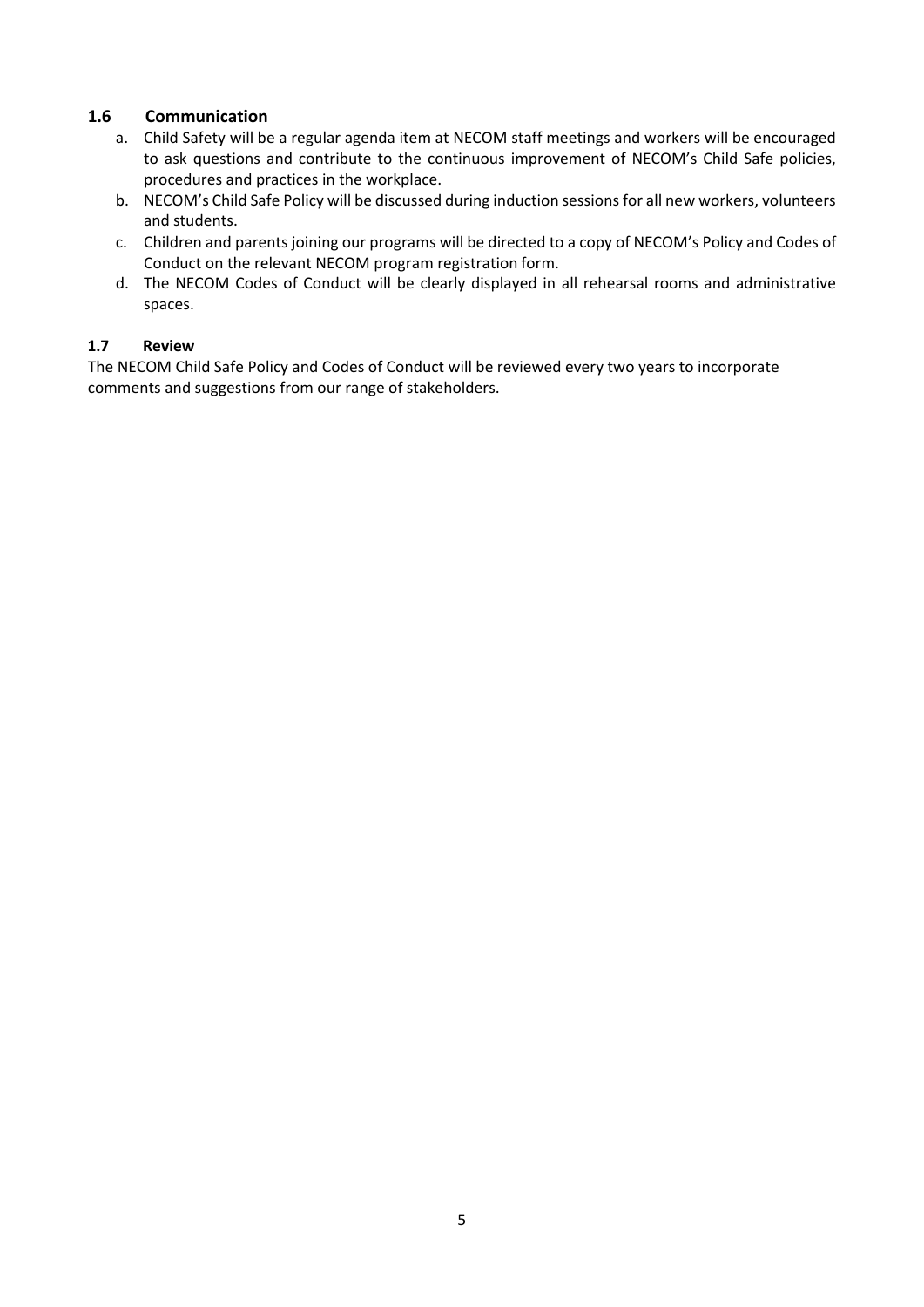### 1.6 Communication

a. Child Safety will be a regular agenda item at NECOM staff meetings and workers will be encouraged to ask questions and contribute to the continuous improvement of NECOM's Child Safe policies, procedures and practices in the workplace.
b. NECOM's Child Safe Policy will be discussed during induction sessions for all new workers, volunteers and students.
c. Children and parents joining our programs will be directed to a copy of NECOM's Policy and Codes of Conduct on the relevant NECOM program registration form.
d. The NECOM Codes of Conduct will be clearly displayed in all rehearsal rooms and administrative spaces.

### 1.7 Review

The NECOM Child Safe Policy and Codes of Conduct will be reviewed every two years to incorporate comments and suggestions from our range of stakeholders.